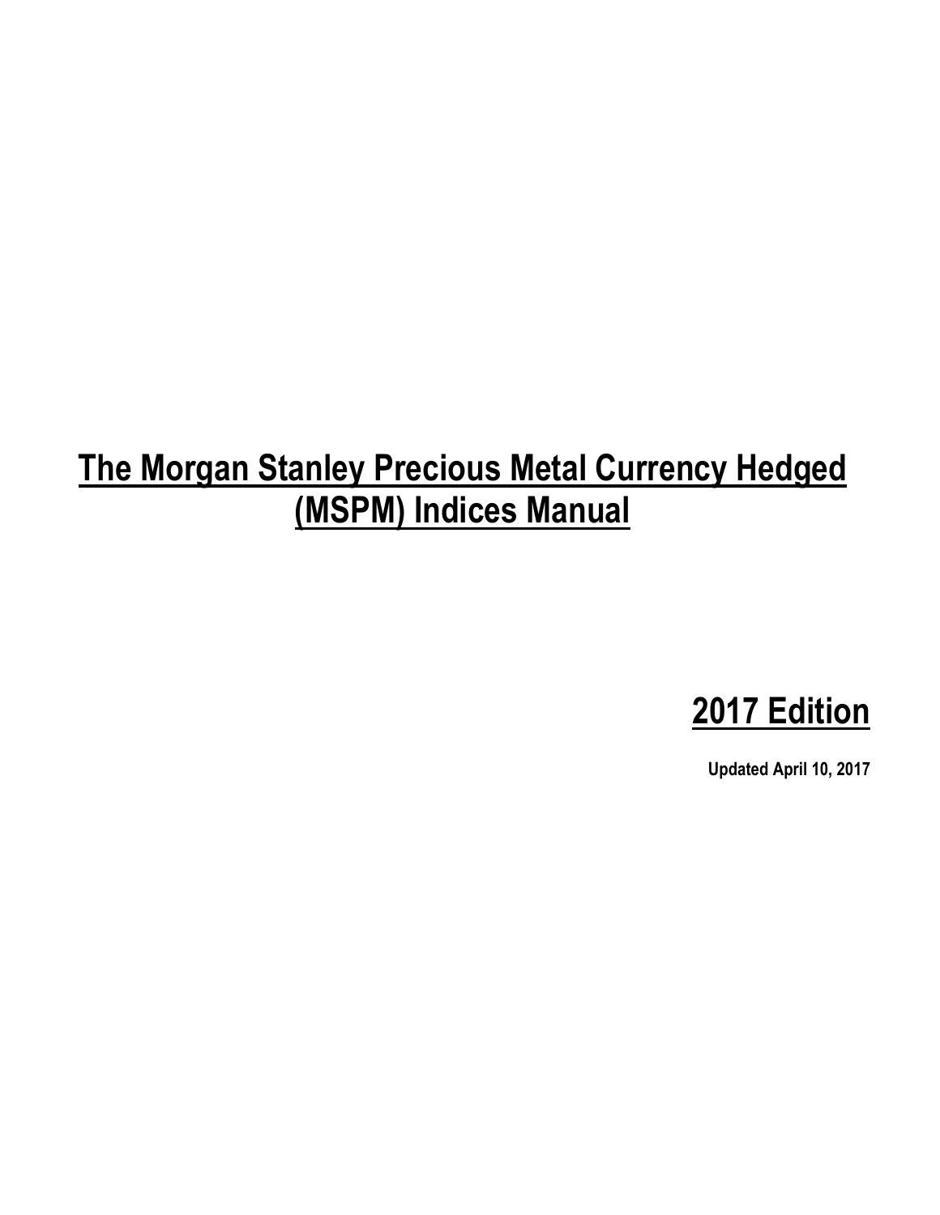# The Morgan Stanley Precious Metal Currency Hedged (MSPM) Indices Manual

## 2017 Edition

**Updated April 10, 2017**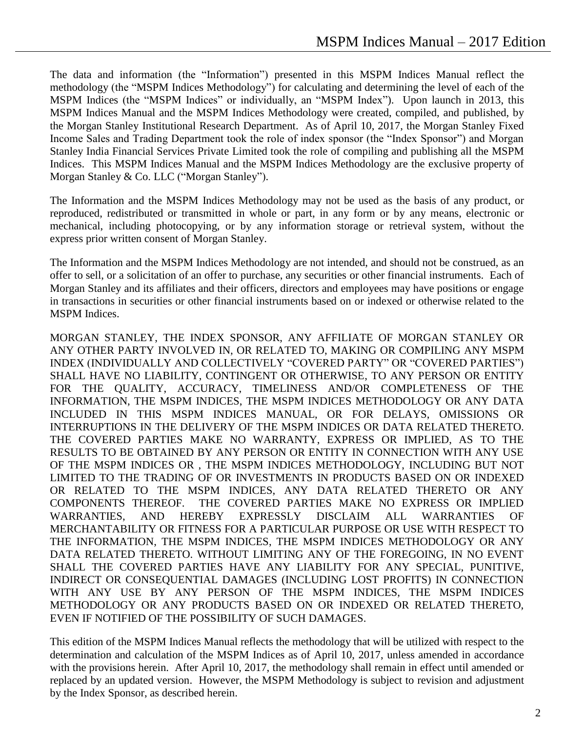The data and information (the "Information") presented in this MSPM Indices Manual reflect the methodology (the "MSPM Indices Methodology") for calculating and determining the level of each of the MSPM Indices (the "MSPM Indices" or individually, an "MSPM Index"). Upon launch in 2013, this MSPM Indices Manual and the MSPM Indices Methodology were created, compiled, and published, by the Morgan Stanley Institutional Research Department. As of April 10, 2017, the Morgan Stanley Fixed Income Sales and Trading Department took the role of index sponsor (the "Index Sponsor") and Morgan Stanley India Financial Services Private Limited took the role of compiling and publishing all the MSPM Indices. This MSPM Indices Manual and the MSPM Indices Methodology are the exclusive property of Morgan Stanley & Co. LLC ("Morgan Stanley").

The Information and the MSPM Indices Methodology may not be used as the basis of any product, or reproduced, redistributed or transmitted in whole or part, in any form or by any means, electronic or mechanical, including photocopying, or by any information storage or retrieval system, without the express prior written consent of Morgan Stanley.

The Information and the MSPM Indices Methodology are not intended, and should not be construed, as an offer to sell, or a solicitation of an offer to purchase, any securities or other financial instruments. Each of Morgan Stanley and its affiliates and their officers, directors and employees may have positions or engage in transactions in securities or other financial instruments based on or indexed or otherwise related to the MSPM Indices.

MORGAN STANLEY, THE INDEX SPONSOR, ANY AFFILIATE OF MORGAN STANLEY OR ANY OTHER PARTY INVOLVED IN, OR RELATED TO, MAKING OR COMPILING ANY MSPM INDEX (INDIVIDUALLY AND COLLECTIVELY "COVERED PARTY" OR "COVERED PARTIES") SHALL HAVE NO LIABILITY, CONTINGENT OR OTHERWISE, TO ANY PERSON OR ENTITY FOR THE QUALITY, ACCURACY, TIMELINESS AND/OR COMPLETENESS OF THE INFORMATION, THE MSPM INDICES, THE MSPM INDICES METHODOLOGY OR ANY DATA INCLUDED IN THIS MSPM INDICES MANUAL, OR FOR DELAYS, OMISSIONS OR INTERRUPTIONS IN THE DELIVERY OF THE MSPM INDICES OR DATA RELATED THERETO. THE COVERED PARTIES MAKE NO WARRANTY, EXPRESS OR IMPLIED, AS TO THE RESULTS TO BE OBTAINED BY ANY PERSON OR ENTITY IN CONNECTION WITH ANY USE OF THE MSPM INDICES OR , THE MSPM INDICES METHODOLOGY, INCLUDING BUT NOT LIMITED TO THE TRADING OF OR INVESTMENTS IN PRODUCTS BASED ON OR INDEXED OR RELATED TO THE MSPM INDICES, ANY DATA RELATED THERETO OR ANY COMPONENTS THEREOF. THE COVERED PARTIES MAKE NO EXPRESS OR IMPLIED WARRANTIES, AND HEREBY EXPRESSLY DISCLAIM ALL WARRANTIES OF MERCHANTABILITY OR FITNESS FOR A PARTICULAR PURPOSE OR USE WITH RESPECT TO THE INFORMATION, THE MSPM INDICES, THE MSPM INDICES METHODOLOGY OR ANY DATA RELATED THERETO. WITHOUT LIMITING ANY OF THE FOREGOING, IN NO EVENT SHALL THE COVERED PARTIES HAVE ANY LIABILITY FOR ANY SPECIAL, PUNITIVE, INDIRECT OR CONSEQUENTIAL DAMAGES (INCLUDING LOST PROFITS) IN CONNECTION WITH ANY USE BY ANY PERSON OF THE MSPM INDICES, THE MSPM INDICES METHODOLOGY OR ANY PRODUCTS BASED ON OR INDEXED OR RELATED THERETO, EVEN IF NOTIFIED OF THE POSSIBILITY OF SUCH DAMAGES.

This edition of the MSPM Indices Manual reflects the methodology that will be utilized with respect to the determination and calculation of the MSPM Indices as of April 10, 2017, unless amended in accordance with the provisions herein. After April 10, 2017, the methodology shall remain in effect until amended or replaced by an updated version. However, the MSPM Methodology is subject to revision and adjustment by the Index Sponsor, as described herein.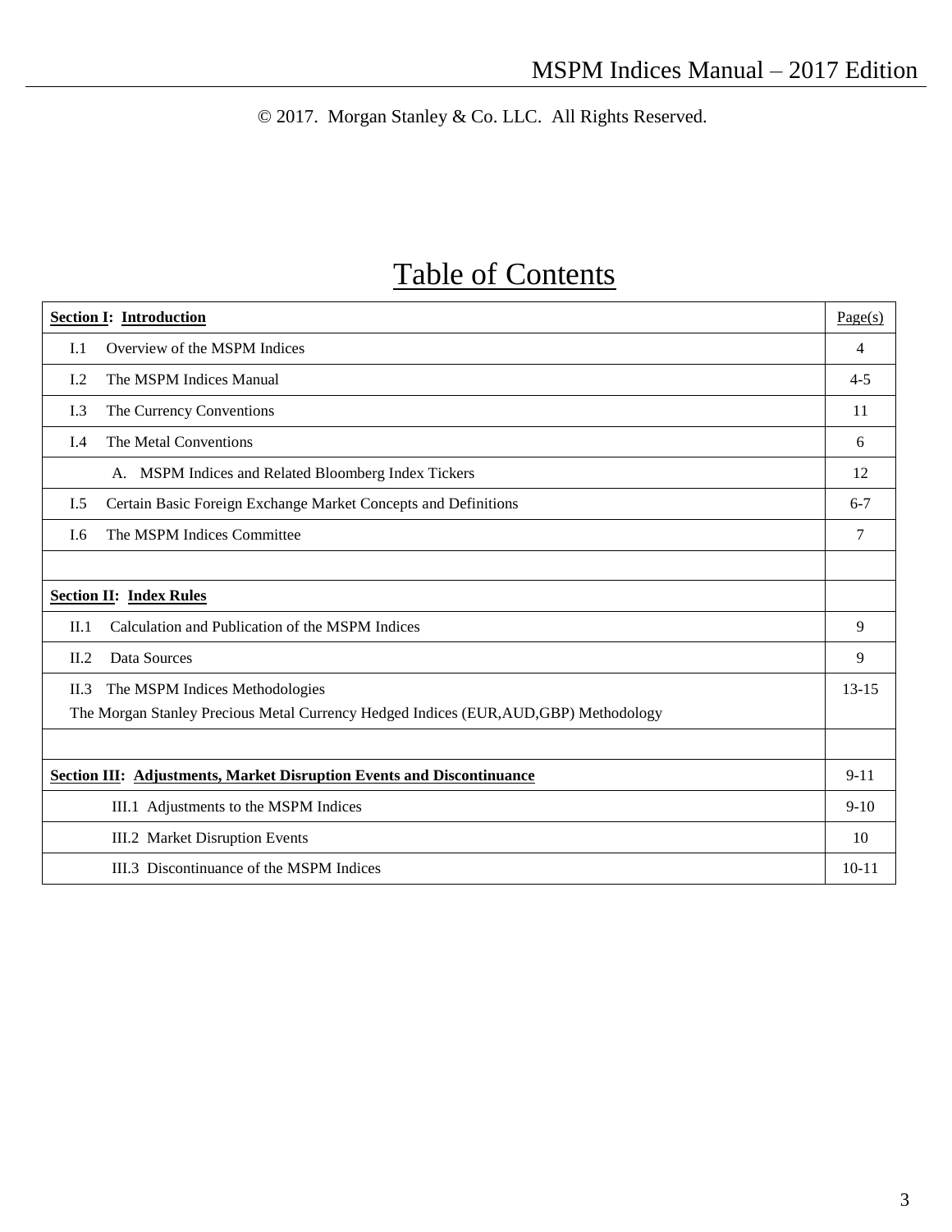© 2017. Morgan Stanley & Co. LLC. All Rights Reserved.

# Table of Contents

| **Section I: Introduction** | Page(s) |
|---|---|
| I.1 Overview of the MSPM Indices | 4 |
| I.2 The MSPM Indices Manual | 4-5 |
| I.3 The Currency Conventions | 11 |
| I.4 The Metal Conventions | 6 |
| A. MSPM Indices and Related Bloomberg Index Tickers | 12 |
| I.5 Certain Basic Foreign Exchange Market Concepts and Definitions | 6-7 |
| I.6 The MSPM Indices Committee | 7 |
| | |
| **Section II: Index Rules** | |
| II.1 Calculation and Publication of the MSPM Indices | 9 |
| II.2 Data Sources | 9 |
| II.3 The MSPM Indices Methodologies<br>The Morgan Stanley Precious Metal Currency Hedged Indices (EUR,AUD,GBP) Methodology | 13-15 |
| | |
| **Section III: Adjustments, Market Disruption Events and Discontinuance** | 9-11 |
| III.1 Adjustments to the MSPM Indices | 9-10 |
| III.2 Market Disruption Events | 10 |
| III.3 Discontinuance of the MSPM Indices | 10-11 |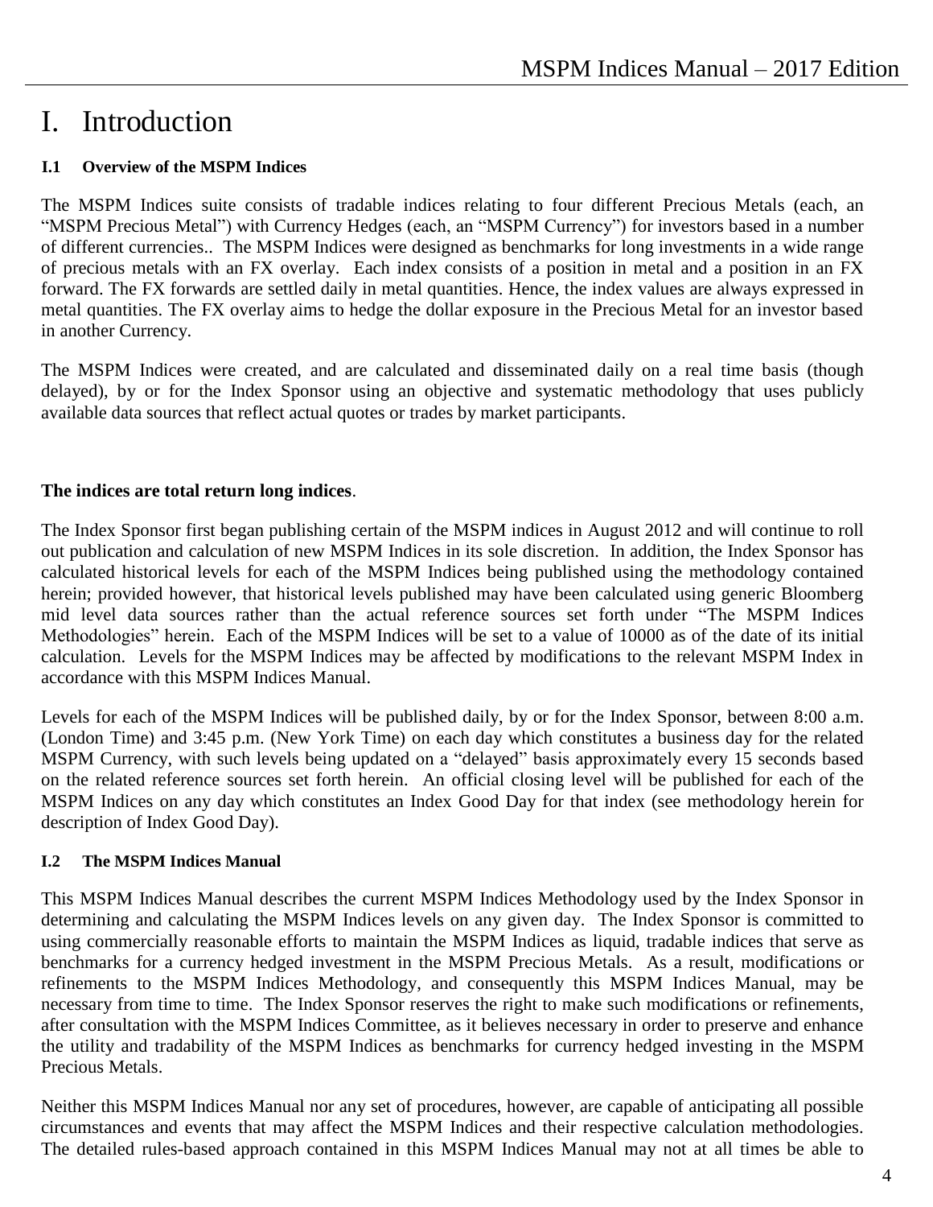# I. Introduction

### I.1 Overview of the MSPM Indices

The MSPM Indices suite consists of tradable indices relating to four different Precious Metals (each, an "MSPM Precious Metal") with Currency Hedges (each, an "MSPM Currency") for investors based in a number of different currencies.. The MSPM Indices were designed as benchmarks for long investments in a wide range of precious metals with an FX overlay. Each index consists of a position in metal and a position in an FX forward. The FX forwards are settled daily in metal quantities. Hence, the index values are always expressed in metal quantities. The FX overlay aims to hedge the dollar exposure in the Precious Metal for an investor based in another Currency.

The MSPM Indices were created, and are calculated and disseminated daily on a real time basis (though delayed), by or for the Index Sponsor using an objective and systematic methodology that uses publicly available data sources that reflect actual quotes or trades by market participants.

**The indices are total return long indices**.

The Index Sponsor first began publishing certain of the MSPM indices in August 2012 and will continue to roll out publication and calculation of new MSPM Indices in its sole discretion. In addition, the Index Sponsor has calculated historical levels for each of the MSPM Indices being published using the methodology contained herein; provided however, that historical levels published may have been calculated using generic Bloomberg mid level data sources rather than the actual reference sources set forth under "The MSPM Indices Methodologies" herein. Each of the MSPM Indices will be set to a value of 10000 as of the date of its initial calculation. Levels for the MSPM Indices may be affected by modifications to the relevant MSPM Index in accordance with this MSPM Indices Manual.

Levels for each of the MSPM Indices will be published daily, by or for the Index Sponsor, between 8:00 a.m. (London Time) and 3:45 p.m. (New York Time) on each day which constitutes a business day for the related MSPM Currency, with such levels being updated on a "delayed" basis approximately every 15 seconds based on the related reference sources set forth herein. An official closing level will be published for each of the MSPM Indices on any day which constitutes an Index Good Day for that index (see methodology herein for description of Index Good Day).

### I.2 The MSPM Indices Manual

This MSPM Indices Manual describes the current MSPM Indices Methodology used by the Index Sponsor in determining and calculating the MSPM Indices levels on any given day. The Index Sponsor is committed to using commercially reasonable efforts to maintain the MSPM Indices as liquid, tradable indices that serve as benchmarks for a currency hedged investment in the MSPM Precious Metals. As a result, modifications or refinements to the MSPM Indices Methodology, and consequently this MSPM Indices Manual, may be necessary from time to time. The Index Sponsor reserves the right to make such modifications or refinements, after consultation with the MSPM Indices Committee, as it believes necessary in order to preserve and enhance the utility and tradability of the MSPM Indices as benchmarks for currency hedged investing in the MSPM Precious Metals.

Neither this MSPM Indices Manual nor any set of procedures, however, are capable of anticipating all possible circumstances and events that may affect the MSPM Indices and their respective calculation methodologies. The detailed rules-based approach contained in this MSPM Indices Manual may not at all times be able to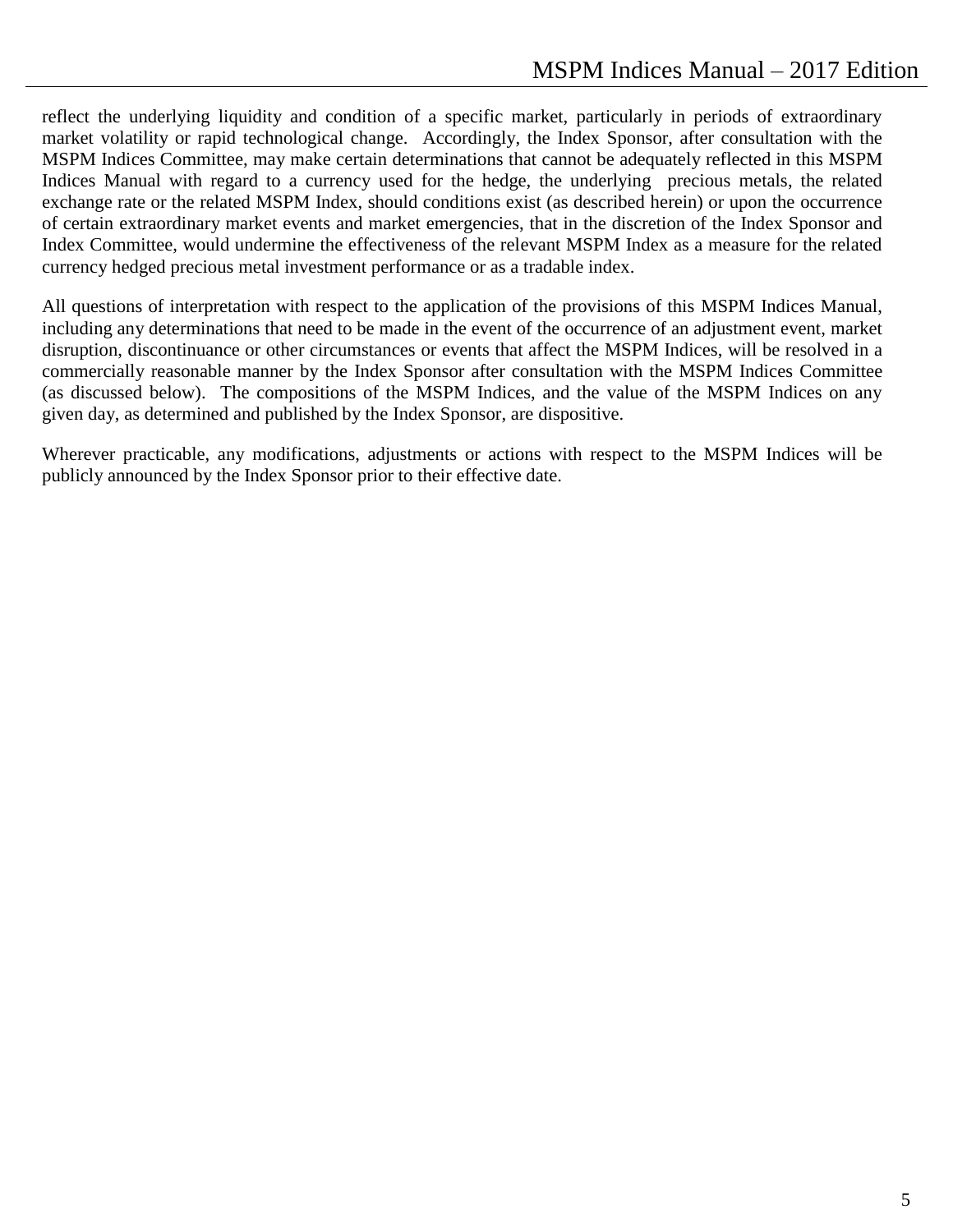reflect the underlying liquidity and condition of a specific market, particularly in periods of extraordinary market volatility or rapid technological change. Accordingly, the Index Sponsor, after consultation with the MSPM Indices Committee, may make certain determinations that cannot be adequately reflected in this MSPM Indices Manual with regard to a currency used for the hedge, the underlying precious metals, the related exchange rate or the related MSPM Index, should conditions exist (as described herein) or upon the occurrence of certain extraordinary market events and market emergencies, that in the discretion of the Index Sponsor and Index Committee, would undermine the effectiveness of the relevant MSPM Index as a measure for the related currency hedged precious metal investment performance or as a tradable index.

All questions of interpretation with respect to the application of the provisions of this MSPM Indices Manual, including any determinations that need to be made in the event of the occurrence of an adjustment event, market disruption, discontinuance or other circumstances or events that affect the MSPM Indices, will be resolved in a commercially reasonable manner by the Index Sponsor after consultation with the MSPM Indices Committee (as discussed below). The compositions of the MSPM Indices, and the value of the MSPM Indices on any given day, as determined and published by the Index Sponsor, are dispositive.

Wherever practicable, any modifications, adjustments or actions with respect to the MSPM Indices will be publicly announced by the Index Sponsor prior to their effective date.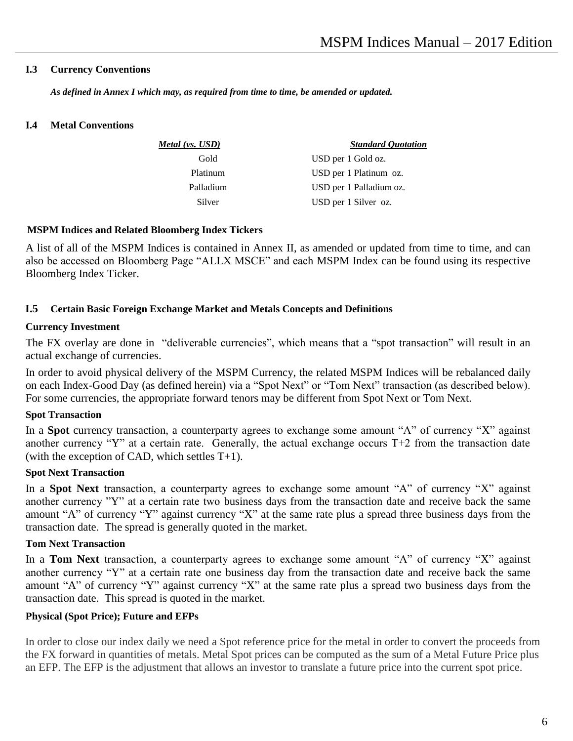### I.3 Currency Conventions

***As defined in Annex I which may, as required from time to time, be amended or updated.***

### I.4 Metal Conventions

| ***Metal (vs. USD)*** | ***Standard Quotation*** |
|---|---|
| Gold | USD per 1 Gold oz. |
| Platinum | USD per 1 Platinum oz. |
| Palladium | USD per 1 Palladium oz. |
| Silver | USD per 1 Silver oz. |

**MSPM Indices and Related Bloomberg Index Tickers**

A list of all of the MSPM Indices is contained in Annex II, as amended or updated from time to time, and can also be accessed on Bloomberg Page "ALLX MSCE" and each MSPM Index can be found using its respective Bloomberg Index Ticker.

### I.5 Certain Basic Foreign Exchange Market and Metals Concepts and Definitions

**Currency Investment**

The FX overlay are done in "deliverable currencies", which means that a "spot transaction" will result in an actual exchange of currencies.

In order to avoid physical delivery of the MSPM Currency, the related MSPM Indices will be rebalanced daily on each Index-Good Day (as defined herein) via a "Spot Next" or "Tom Next" transaction (as described below). For some currencies, the appropriate forward tenors may be different from Spot Next or Tom Next.

**Spot Transaction**

In a **Spot** currency transaction, a counterparty agrees to exchange some amount "A" of currency "X" against another currency "Y" at a certain rate. Generally, the actual exchange occurs T+2 from the transaction date (with the exception of CAD, which settles T+1).

**Spot Next Transaction**

In a **Spot Next** transaction, a counterparty agrees to exchange some amount "A" of currency "X" against another currency "Y" at a certain rate two business days from the transaction date and receive back the same amount "A" of currency "Y" against currency "X" at the same rate plus a spread three business days from the transaction date. The spread is generally quoted in the market.

**Tom Next Transaction**

In a **Tom Next** transaction, a counterparty agrees to exchange some amount "A" of currency "X" against another currency "Y" at a certain rate one business day from the transaction date and receive back the same amount "A" of currency "Y" against currency "X" at the same rate plus a spread two business days from the transaction date. This spread is quoted in the market.

**Physical (Spot Price); Future and EFPs**

In order to close our index daily we need a Spot reference price for the metal in order to convert the proceeds from the FX forward in quantities of metals. Metal Spot prices can be computed as the sum of a Metal Future Price plus an EFP. The EFP is the adjustment that allows an investor to translate a future price into the current spot price.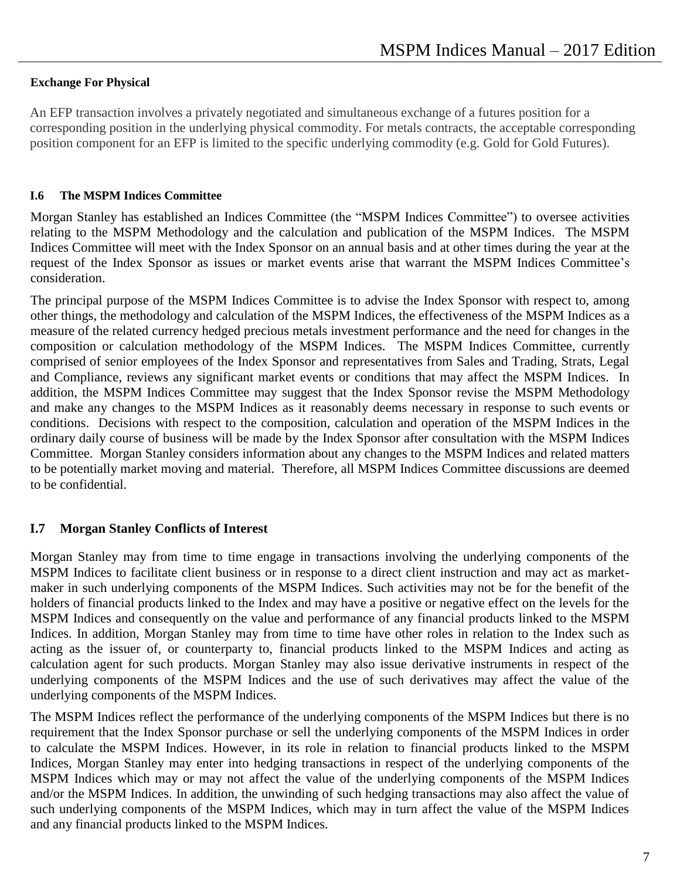#### Exchange For Physical

An EFP transaction involves a privately negotiated and simultaneous exchange of a futures position for a corresponding position in the underlying physical commodity. For metals contracts, the acceptable corresponding position component for an EFP is limited to the specific underlying commodity (e.g. Gold for Gold Futures).

### I.6 The MSPM Indices Committee

Morgan Stanley has established an Indices Committee (the "MSPM Indices Committee") to oversee activities relating to the MSPM Methodology and the calculation and publication of the MSPM Indices. The MSPM Indices Committee will meet with the Index Sponsor on an annual basis and at other times during the year at the request of the Index Sponsor as issues or market events arise that warrant the MSPM Indices Committee's consideration.

The principal purpose of the MSPM Indices Committee is to advise the Index Sponsor with respect to, among other things, the methodology and calculation of the MSPM Indices, the effectiveness of the MSPM Indices as a measure of the related currency hedged precious metals investment performance and the need for changes in the composition or calculation methodology of the MSPM Indices. The MSPM Indices Committee, currently comprised of senior employees of the Index Sponsor and representatives from Sales and Trading, Strats, Legal and Compliance, reviews any significant market events or conditions that may affect the MSPM Indices. In addition, the MSPM Indices Committee may suggest that the Index Sponsor revise the MSPM Methodology and make any changes to the MSPM Indices as it reasonably deems necessary in response to such events or conditions. Decisions with respect to the composition, calculation and operation of the MSPM Indices in the ordinary daily course of business will be made by the Index Sponsor after consultation with the MSPM Indices Committee. Morgan Stanley considers information about any changes to the MSPM Indices and related matters to be potentially market moving and material. Therefore, all MSPM Indices Committee discussions are deemed to be confidential.

### I.7 Morgan Stanley Conflicts of Interest

Morgan Stanley may from time to time engage in transactions involving the underlying components of the MSPM Indices to facilitate client business or in response to a direct client instruction and may act as market-maker in such underlying components of the MSPM Indices. Such activities may not be for the benefit of the holders of financial products linked to the Index and may have a positive or negative effect on the levels for the MSPM Indices and consequently on the value and performance of any financial products linked to the MSPM Indices. In addition, Morgan Stanley may from time to time have other roles in relation to the Index such as acting as the issuer of, or counterparty to, financial products linked to the MSPM Indices and acting as calculation agent for such products. Morgan Stanley may also issue derivative instruments in respect of the underlying components of the MSPM Indices and the use of such derivatives may affect the value of the underlying components of the MSPM Indices.

The MSPM Indices reflect the performance of the underlying components of the MSPM Indices but there is no requirement that the Index Sponsor purchase or sell the underlying components of the MSPM Indices in order to calculate the MSPM Indices. However, in its role in relation to financial products linked to the MSPM Indices, Morgan Stanley may enter into hedging transactions in respect of the underlying components of the MSPM Indices which may or may not affect the value of the underlying components of the MSPM Indices and/or the MSPM Indices. In addition, the unwinding of such hedging transactions may also affect the value of such underlying components of the MSPM Indices, which may in turn affect the value of the MSPM Indices and any financial products linked to the MSPM Indices.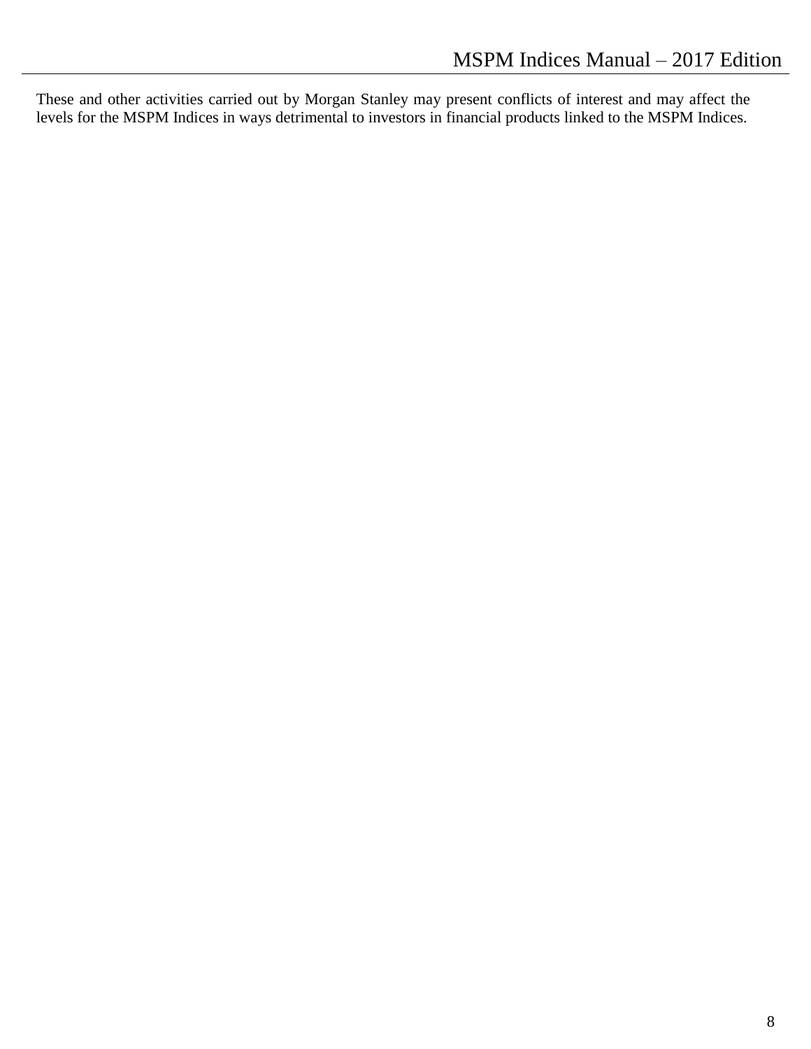These and other activities carried out by Morgan Stanley may present conflicts of interest and may affect the levels for the MSPM Indices in ways detrimental to investors in financial products linked to the MSPM Indices.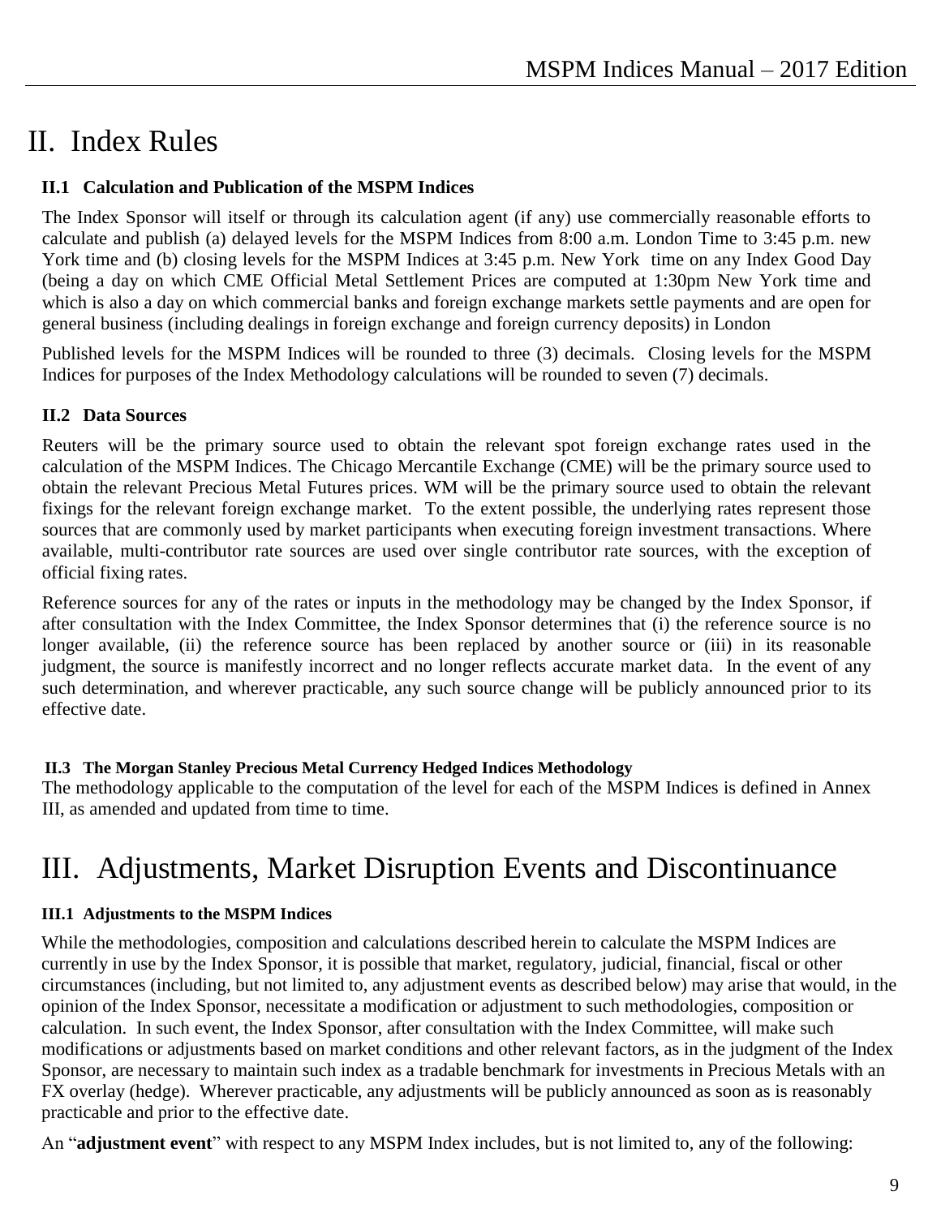# II. Index Rules

### II.1 Calculation and Publication of the MSPM Indices

The Index Sponsor will itself or through its calculation agent (if any) use commercially reasonable efforts to calculate and publish (a) delayed levels for the MSPM Indices from 8:00 a.m. London Time to 3:45 p.m. new York time and (b) closing levels for the MSPM Indices at 3:45 p.m. New York time on any Index Good Day (being a day on which CME Official Metal Settlement Prices are computed at 1:30pm New York time and which is also a day on which commercial banks and foreign exchange markets settle payments and are open for general business (including dealings in foreign exchange and foreign currency deposits) in London

Published levels for the MSPM Indices will be rounded to three (3) decimals. Closing levels for the MSPM Indices for purposes of the Index Methodology calculations will be rounded to seven (7) decimals.

### II.2 Data Sources

Reuters will be the primary source used to obtain the relevant spot foreign exchange rates used in the calculation of the MSPM Indices. The Chicago Mercantile Exchange (CME) will be the primary source used to obtain the relevant Precious Metal Futures prices. WM will be the primary source used to obtain the relevant fixings for the relevant foreign exchange market. To the extent possible, the underlying rates represent those sources that are commonly used by market participants when executing foreign investment transactions. Where available, multi-contributor rate sources are used over single contributor rate sources, with the exception of official fixing rates.

Reference sources for any of the rates or inputs in the methodology may be changed by the Index Sponsor, if after consultation with the Index Committee, the Index Sponsor determines that (i) the reference source is no longer available, (ii) the reference source has been replaced by another source or (iii) in its reasonable judgment, the source is manifestly incorrect and no longer reflects accurate market data. In the event of any such determination, and wherever practicable, any such source change will be publicly announced prior to its effective date.

### II.3 The Morgan Stanley Precious Metal Currency Hedged Indices Methodology

The methodology applicable to the computation of the level for each of the MSPM Indices is defined in Annex III, as amended and updated from time to time.

# III. Adjustments, Market Disruption Events and Discontinuance

### III.1 Adjustments to the MSPM Indices

While the methodologies, composition and calculations described herein to calculate the MSPM Indices are currently in use by the Index Sponsor, it is possible that market, regulatory, judicial, financial, fiscal or other circumstances (including, but not limited to, any adjustment events as described below) may arise that would, in the opinion of the Index Sponsor, necessitate a modification or adjustment to such methodologies, composition or calculation. In such event, the Index Sponsor, after consultation with the Index Committee, will make such modifications or adjustments based on market conditions and other relevant factors, as in the judgment of the Index Sponsor, are necessary to maintain such index as a tradable benchmark for investments in Precious Metals with an FX overlay (hedge). Wherever practicable, any adjustments will be publicly announced as soon as is reasonably practicable and prior to the effective date.

An "**adjustment event**" with respect to any MSPM Index includes, but is not limited to, any of the following: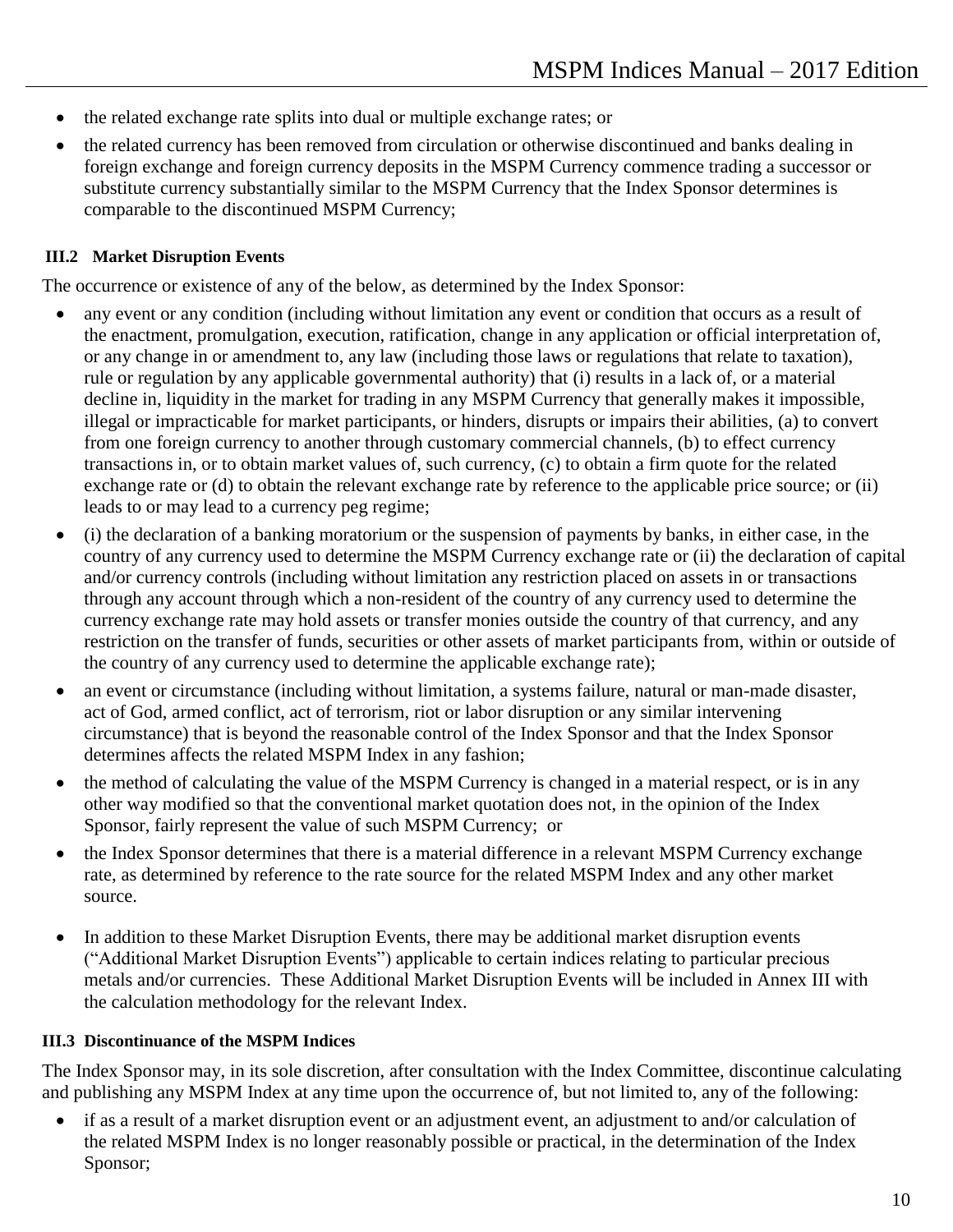- the related exchange rate splits into dual or multiple exchange rates; or
- the related currency has been removed from circulation or otherwise discontinued and banks dealing in foreign exchange and foreign currency deposits in the MSPM Currency commence trading a successor or substitute currency substantially similar to the MSPM Currency that the Index Sponsor determines is comparable to the discontinued MSPM Currency;

### III.2 Market Disruption Events

The occurrence or existence of any of the below, as determined by the Index Sponsor:

- any event or any condition (including without limitation any event or condition that occurs as a result of the enactment, promulgation, execution, ratification, change in any application or official interpretation of, or any change in or amendment to, any law (including those laws or regulations that relate to taxation), rule or regulation by any applicable governmental authority) that (i) results in a lack of, or a material decline in, liquidity in the market for trading in any MSPM Currency that generally makes it impossible, illegal or impracticable for market participants, or hinders, disrupts or impairs their abilities, (a) to convert from one foreign currency to another through customary commercial channels, (b) to effect currency transactions in, or to obtain market values of, such currency, (c) to obtain a firm quote for the related exchange rate or (d) to obtain the relevant exchange rate by reference to the applicable price source; or (ii) leads to or may lead to a currency peg regime;
- (i) the declaration of a banking moratorium or the suspension of payments by banks, in either case, in the country of any currency used to determine the MSPM Currency exchange rate or (ii) the declaration of capital and/or currency controls (including without limitation any restriction placed on assets in or transactions through any account through which a non-resident of the country of any currency used to determine the currency exchange rate may hold assets or transfer monies outside the country of that currency, and any restriction on the transfer of funds, securities or other assets of market participants from, within or outside of the country of any currency used to determine the applicable exchange rate);
- an event or circumstance (including without limitation, a systems failure, natural or man-made disaster, act of God, armed conflict, act of terrorism, riot or labor disruption or any similar intervening circumstance) that is beyond the reasonable control of the Index Sponsor and that the Index Sponsor determines affects the related MSPM Index in any fashion;
- the method of calculating the value of the MSPM Currency is changed in a material respect, or is in any other way modified so that the conventional market quotation does not, in the opinion of the Index Sponsor, fairly represent the value of such MSPM Currency; or
- the Index Sponsor determines that there is a material difference in a relevant MSPM Currency exchange rate, as determined by reference to the rate source for the related MSPM Index and any other market source.
- In addition to these Market Disruption Events, there may be additional market disruption events ("Additional Market Disruption Events") applicable to certain indices relating to particular precious metals and/or currencies. These Additional Market Disruption Events will be included in Annex III with the calculation methodology for the relevant Index.

### III.3 Discontinuance of the MSPM Indices

The Index Sponsor may, in its sole discretion, after consultation with the Index Committee, discontinue calculating and publishing any MSPM Index at any time upon the occurrence of, but not limited to, any of the following:

- if as a result of a market disruption event or an adjustment event, an adjustment to and/or calculation of the related MSPM Index is no longer reasonably possible or practical, in the determination of the Index Sponsor;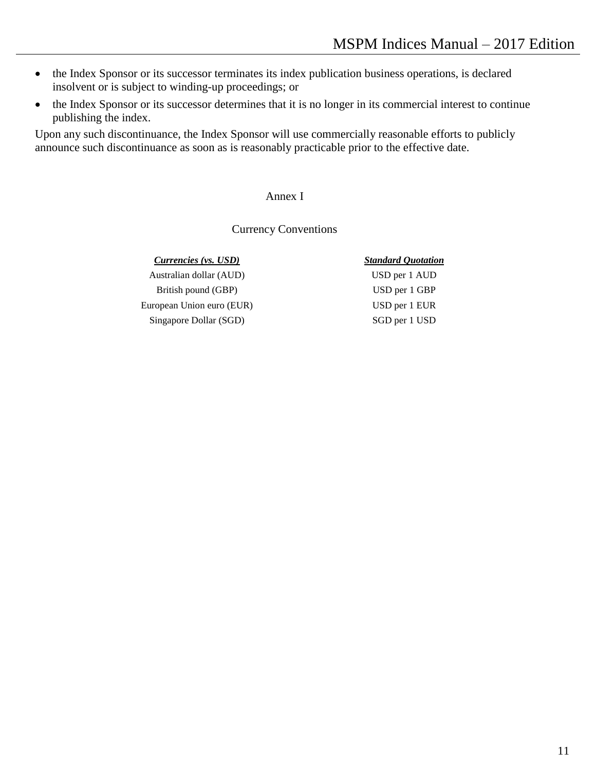- the Index Sponsor or its successor terminates its index publication business operations, is declared insolvent or is subject to winding-up proceedings; or
- the Index Sponsor or its successor determines that it is no longer in its commercial interest to continue publishing the index.

Upon any such discontinuance, the Index Sponsor will use commercially reasonable efforts to publicly announce such discontinuance as soon as is reasonably practicable prior to the effective date.

## Annex I

## Currency Conventions

| ***Currencies (vs. USD)*** | ***Standard Quotation*** |
| --- | --- |
| Australian dollar (AUD) | USD per 1 AUD |
| British pound (GBP) | USD per 1 GBP |
| European Union euro (EUR) | USD per 1 EUR |
| Singapore Dollar (SGD) | SGD per 1 USD |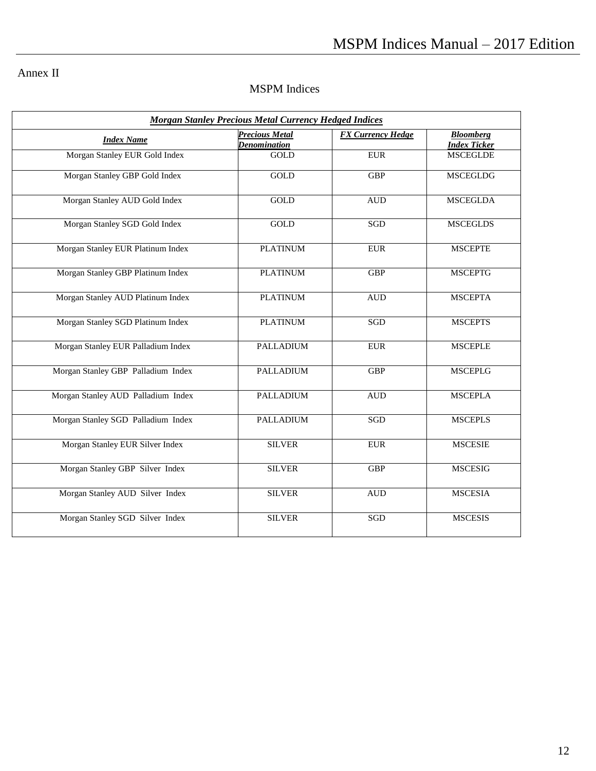Annex II

MSPM Indices

| ***Morgan Stanley Precious Metal Currency Hedged Indices*** | | | |
|---|---|---|---|
| ***Index Name*** | ***Precious Metal Denomination*** | ***FX Currency Hedge*** | ***Bloomberg Index Ticker*** |
| Morgan Stanley EUR Gold Index | GOLD | EUR | MSCEGLDE |
| Morgan Stanley GBP Gold Index | GOLD | GBP | MSCEGLDG |
| Morgan Stanley AUD Gold Index | GOLD | AUD | MSCEGLDA |
| Morgan Stanley SGD Gold Index | GOLD | SGD | MSCEGLDS |
| Morgan Stanley EUR Platinum Index | PLATINUM | EUR | MSCEPTE |
| Morgan Stanley GBP Platinum Index | PLATINUM | GBP | MSCEPTG |
| Morgan Stanley AUD Platinum Index | PLATINUM | AUD | MSCEPTA |
| Morgan Stanley SGD Platinum Index | PLATINUM | SGD | MSCEPTS |
| Morgan Stanley EUR Palladium Index | PALLADIUM | EUR | MSCEPLE |
| Morgan Stanley GBP Palladium Index | PALLADIUM | GBP | MSCEPLG |
| Morgan Stanley AUD Palladium Index | PALLADIUM | AUD | MSCEPLA |
| Morgan Stanley SGD Palladium Index | PALLADIUM | SGD | MSCEPLS |
| Morgan Stanley EUR Silver Index | SILVER | EUR | MSCESIE |
| Morgan Stanley GBP Silver Index | SILVER | GBP | MSCESIG |
| Morgan Stanley AUD Silver Index | SILVER | AUD | MSCESIA |
| Morgan Stanley SGD Silver Index | SILVER | SGD | MSCESIS |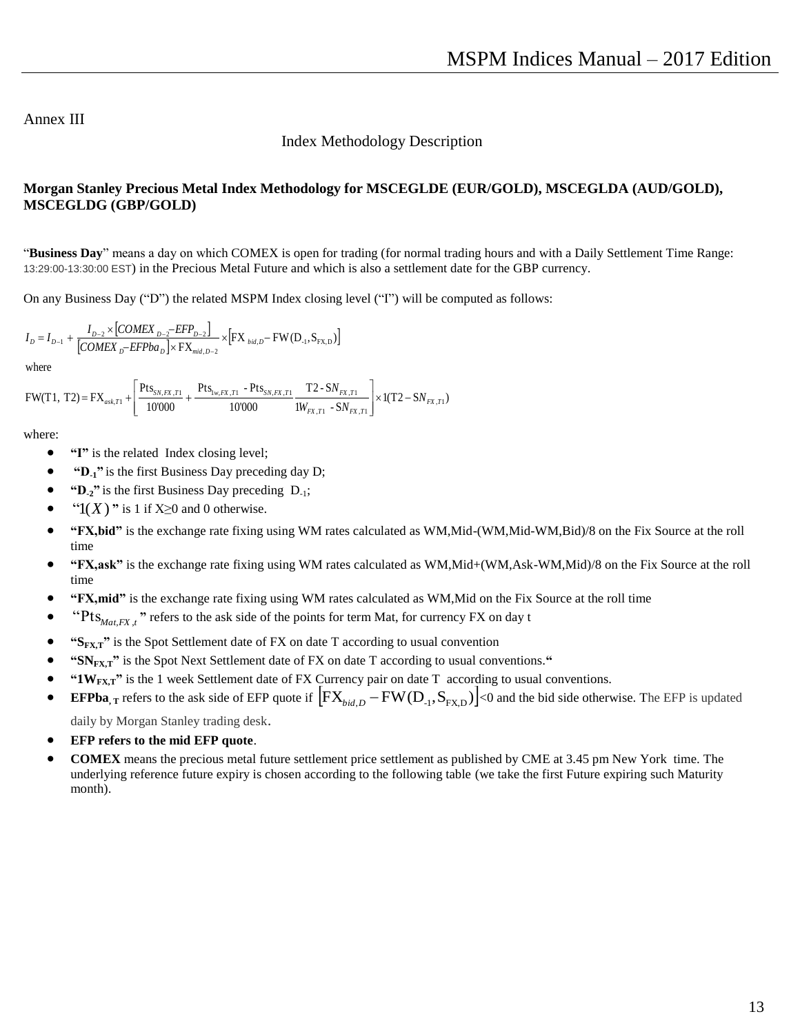Annex III

## Index Methodology Description

**Morgan Stanley Precious Metal Index Methodology for MSCEGLDE (EUR/GOLD), MSCEGLDA (AUD/GOLD), MSCEGLDG (GBP/GOLD)**

"**Business Day**" means a day on which COMEX is open for trading (for normal trading hours and with a Daily Settlement Time Range: 13:29:00-13:30:00 EST) in the Precious Metal Future and which is also a settlement date for the GBP currency.

On any Business Day ("D") the related MSPM Index closing level ("I") will be computed as follows:

$$I_D = I_{D-1} + \frac{I_{D-2} \times [COMEX_{D-2} - EFP_{D-2}]}{[COMEX_D - EFPba_D] \times \mathrm{FX}_{mid,D-2}} \times [\mathrm{FX}_{bid,D} - \mathrm{FW}(\mathrm{D}_{-1}, \mathrm{S}_{\mathrm{FX,D}})]$$

where

$$\mathrm{FW}(\mathrm{T1},\ \mathrm{T2}) = \mathrm{FX}_{ask,T1} + \left[ \frac{\mathrm{Pts}_{SN,FX,T1}}{10'000} + \frac{\mathrm{Pts}_{1w,FX,T1} - \mathrm{Pts}_{SN,FX,T1}}{10'000} \frac{\mathrm{T2} - \mathrm{S}N_{FX,T1}}{1W_{FX,T1} - \mathrm{S}N_{FX,T1}} \right] \times 1(\mathrm{T2} - \mathrm{S}N_{FX,T1})$$

where:

- **"I"** is the related Index closing level;
- **"$D_{-1}$"** is the first Business Day preceding day D;
- **"$D_{-2}$"** is the first Business Day preceding $D_{-1}$;
- "$1(X)$" is 1 if X≥0 and 0 otherwise.
- **"FX,bid"** is the exchange rate fixing using WM rates calculated as WM,Mid-(WM,Mid-WM,Bid)/8 on the Fix Source at the roll time
- **"FX,ask"** is the exchange rate fixing using WM rates calculated as WM,Mid+(WM,Ask-WM,Mid)/8 on the Fix Source at the roll time
- **"FX,mid"** is the exchange rate fixing using WM rates calculated as WM,Mid on the Fix Source at the roll time
- "$\mathrm{Pts}_{Mat,FX,t}$" refers to the ask side of the points for term Mat, for currency FX on day t
- **"$S_{FX,T}$"** is the Spot Settlement date of FX on date T according to usual convention
- **"$SN_{FX,T}$"** is the Spot Next Settlement date of FX on date T according to usual conventions.**"**
- **"$1W_{FX,T}$"** is the 1 week Settlement date of FX Currency pair on date T according to usual conventions.
- **$EFPba_{,T}$** refers to the ask side of EFP quote if $[\mathrm{FX}_{bid,D} - \mathrm{FW}(\mathrm{D}_{-1}, \mathrm{S}_{\mathrm{FX,D}})]$<0 and the bid side otherwise. The EFP is updated daily by Morgan Stanley trading desk.
- **EFP refers to the mid EFP quote**.
- **COMEX** means the precious metal future settlement price settlement as published by CME at 3.45 pm New York time. The underlying reference future expiry is chosen according to the following table (we take the first Future expiring such Maturity month).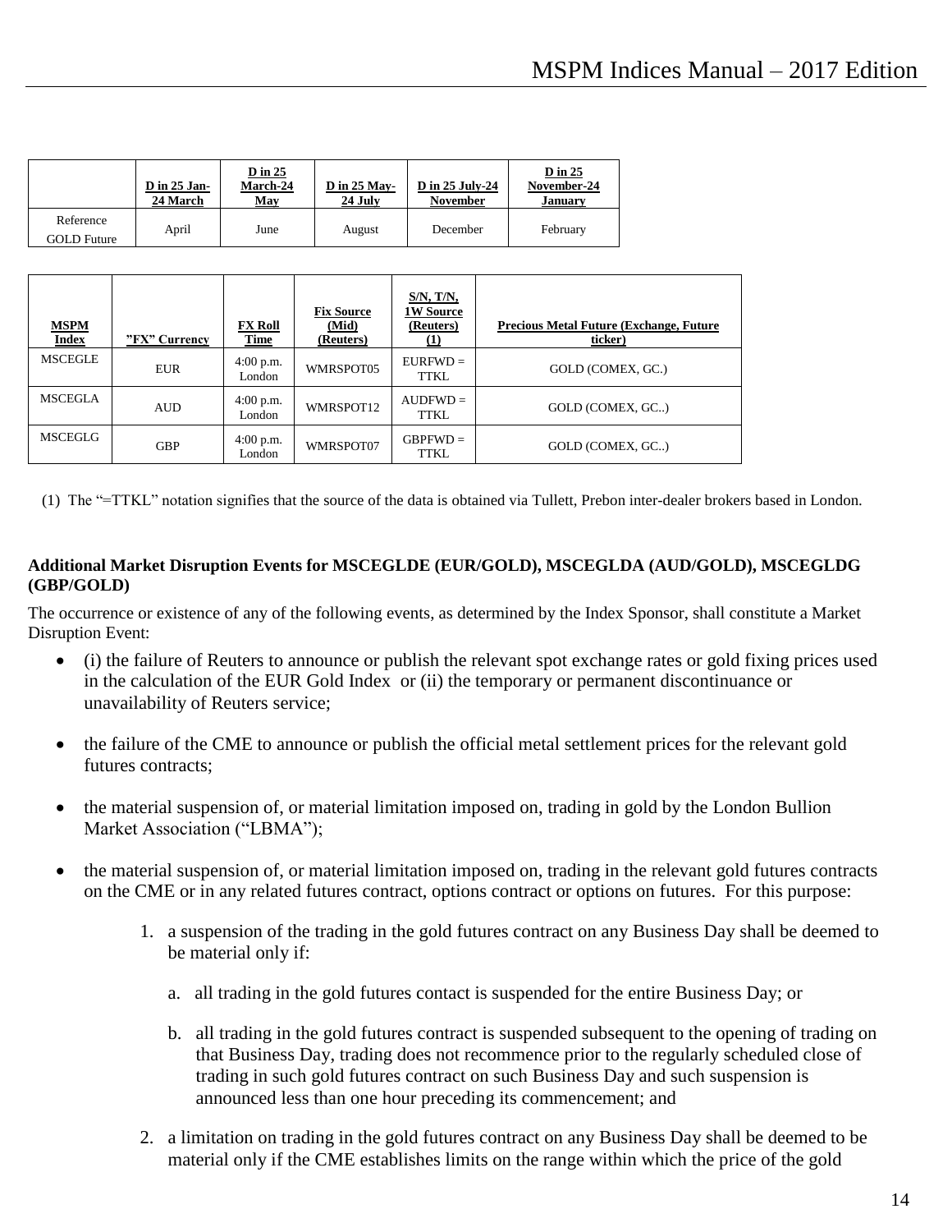| | D in 25 Jan-24 March | D in 25 March-24 May | D in 25 May-24 July | D in 25 July-24 November | D in 25 November-24 January |
|---|---|---|---|---|---|
| Reference GOLD Future | April | June | August | December | February |

| MSPM Index | "FX" Currency | FX Roll Time | Fix Source (Mid) (Reuters) | S/N, T/N, 1W Source (Reuters) (1) | Precious Metal Future (Exchange, Future ticker) |
|---|---|---|---|---|---|
| MSCEGLE | EUR | 4:00 p.m. London | WMRSPOT05 | EURFWD = TTKL | GOLD (COMEX, GC.) |
| MSCEGLA | AUD | 4:00 p.m. London | WMRSPOT12 | AUDFWD = TTKL | GOLD (COMEX, GC..) |
| MSCEGLG | GBP | 4:00 p.m. London | WMRSPOT07 | GBPFWD = TTKL | GOLD (COMEX, GC..) |

(1) The "=TTKL" notation signifies that the source of the data is obtained via Tullett, Prebon inter-dealer brokers based in London.

**Additional Market Disruption Events for MSCEGLDE (EUR/GOLD), MSCEGLDA (AUD/GOLD), MSCEGLDG (GBP/GOLD)**

The occurrence or existence of any of the following events, as determined by the Index Sponsor, shall constitute a Market Disruption Event:

- (i) the failure of Reuters to announce or publish the relevant spot exchange rates or gold fixing prices used in the calculation of the EUR Gold Index or (ii) the temporary or permanent discontinuance or unavailability of Reuters service;
- the failure of the CME to announce or publish the official metal settlement prices for the relevant gold futures contracts;
- the material suspension of, or material limitation imposed on, trading in gold by the London Bullion Market Association ("LBMA");
- the material suspension of, or material limitation imposed on, trading in the relevant gold futures contracts on the CME or in any related futures contract, options contract or options on futures. For this purpose:
  1. a suspension of the trading in the gold futures contract on any Business Day shall be deemed to be material only if:
     a. all trading in the gold futures contact is suspended for the entire Business Day; or
     b. all trading in the gold futures contract is suspended subsequent to the opening of trading on that Business Day, trading does not recommence prior to the regularly scheduled close of trading in such gold futures contract on such Business Day and such suspension is announced less than one hour preceding its commencement; and
  2. a limitation on trading in the gold futures contract on any Business Day shall be deemed to be material only if the CME establishes limits on the range within which the price of the gold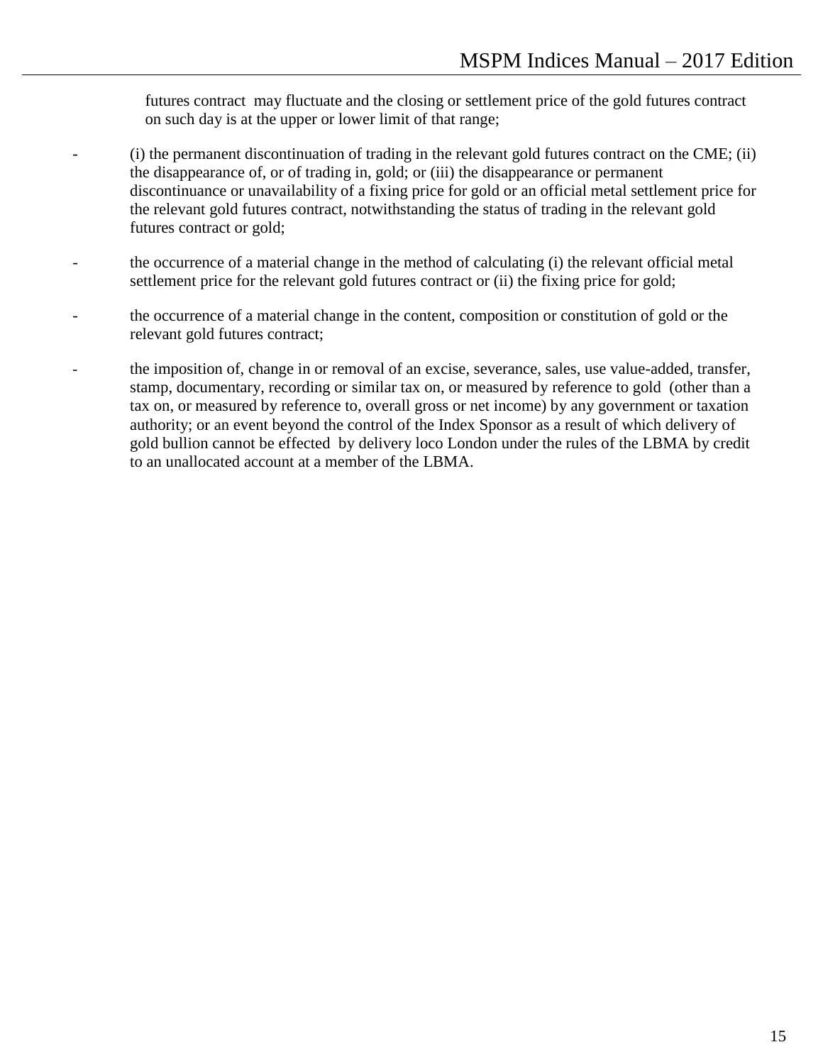futures contract may fluctuate and the closing or settlement price of the gold futures contract on such day is at the upper or lower limit of that range;

- (i) the permanent discontinuation of trading in the relevant gold futures contract on the CME; (ii) the disappearance of, or of trading in, gold; or (iii) the disappearance or permanent discontinuance or unavailability of a fixing price for gold or an official metal settlement price for the relevant gold futures contract, notwithstanding the status of trading in the relevant gold futures contract or gold;

- the occurrence of a material change in the method of calculating (i) the relevant official metal settlement price for the relevant gold futures contract or (ii) the fixing price for gold;

- the occurrence of a material change in the content, composition or constitution of gold or the relevant gold futures contract;

- the imposition of, change in or removal of an excise, severance, sales, use value-added, transfer, stamp, documentary, recording or similar tax on, or measured by reference to gold (other than a tax on, or measured by reference to, overall gross or net income) by any government or taxation authority; or an event beyond the control of the Index Sponsor as a result of which delivery of gold bullion cannot be effected by delivery loco London under the rules of the LBMA by credit to an unallocated account at a member of the LBMA.